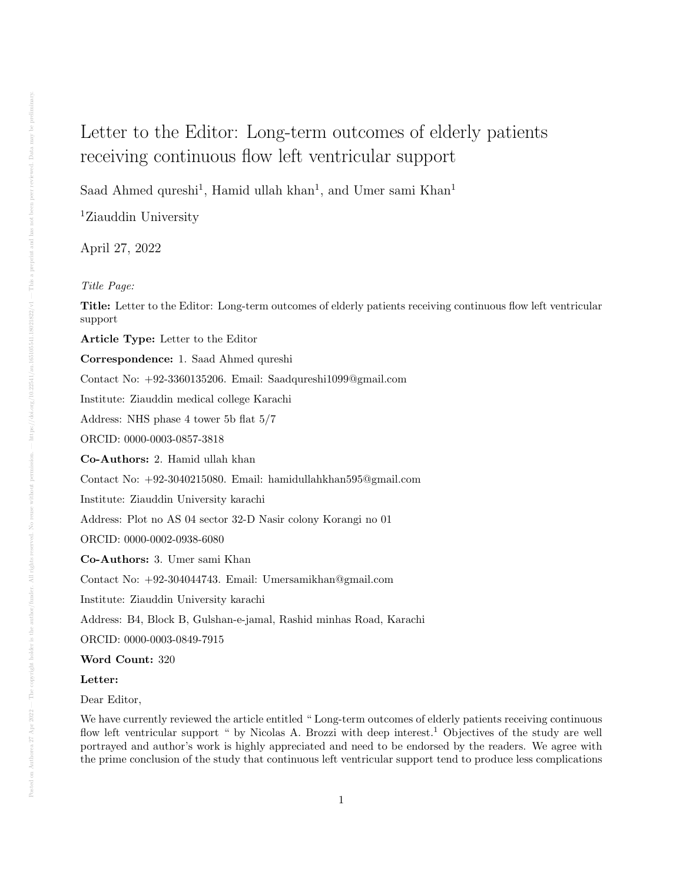# Letter to the Editor: Long-term outcomes of elderly patients receiving continuous flow left ventricular support

Saad Ahmed qureshi[1], Hamid ullah khan[1], and Umer sami Khan[1]

[1]Ziauddin University

April 27, 2022

*Title Page:*

**Title:** Letter to the Editor: Long-term outcomes of elderly patients receiving continuous flow left ventricular support

**Article Type:** Letter to the Editor

**Correspondence:** 1. Saad Ahmed qureshi

Contact No: +92-3360135206. Email: Saadqureshi1099@gmail.com

Institute: Ziauddin medical college Karachi

Address: NHS phase 4 tower 5b flat 5/7

ORCID: 0000-0003-0857-3818

**Co-Authors:** 2. Hamid ullah khan

Contact No: +92-3040215080. Email: hamidullahkhan595@gmail.com

Institute: Ziauddin University karachi

Address: Plot no AS 04 sector 32-D Nasir colony Korangi no 01

ORCID: 0000-0002-0938-6080

**Co-Authors:** 3. Umer sami Khan

Contact No: +92-304044743. Email: Umersamikhan@gmail.com

Institute: Ziauddin University karachi

Address: B4, Block B, Gulshan-e-jamal, Rashid minhas Road, Karachi

ORCID: 0000-0003-0849-7915

**Word Count:** 320

**Letter:**

Dear Editor,

We have currently reviewed the article entitled " Long-term outcomes of elderly patients receiving continuous flow left ventricular support " by Nicolas A. Brozzi with deep interest.[1] Objectives of the study are well portrayed and author's work is highly appreciated and need to be endorsed by the readers. We agree with the prime conclusion of the study that continuous left ventricular support tend to produce less complications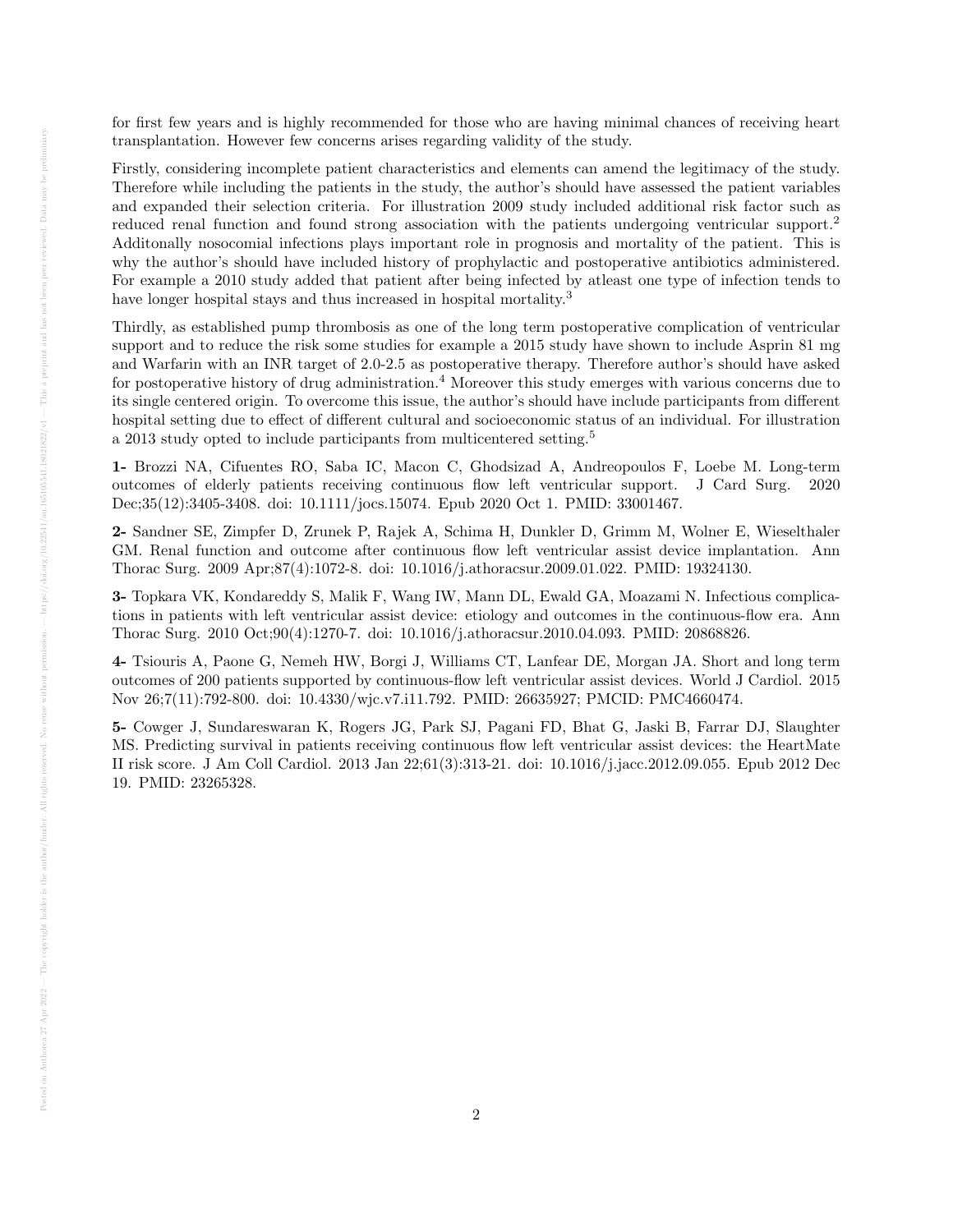for first few years and is highly recommended for those who are having minimal chances of receiving heart transplantation. However few concerns arises regarding validity of the study.

Firstly, considering incomplete patient characteristics and elements can amend the legitimacy of the study. Therefore while including the patients in the study, the author's should have assessed the patient variables and expanded their selection criteria. For illustration 2009 study included additional risk factor such as reduced renal function and found strong association with the patients undergoing ventricular support.[2] Additonally nosocomial infections plays important role in prognosis and mortality of the patient. This is why the author's should have included history of prophylactic and postoperative antibiotics administered. For example a 2010 study added that patient after being infected by atleast one type of infection tends to have longer hospital stays and thus increased in hospital mortality.[3]

Thirdly, as established pump thrombosis as one of the long term postoperative complication of ventricular support and to reduce the risk some studies for example a 2015 study have shown to include Asprin 81 mg and Warfarin with an INR target of 2.0-2.5 as postoperative therapy. Therefore author's should have asked for postoperative history of drug administration.[4] Moreover this study emerges with various concerns due to its single centered origin. To overcome this issue, the author's should have include participants from different hospital setting due to effect of different cultural and socioeconomic status of an individual. For illustration a 2013 study opted to include participants from multicentered setting.[5]

**1-** Brozzi NA, Cifuentes RO, Saba IC, Macon C, Ghodsizad A, Andreopoulos F, Loebe M. Long-term outcomes of elderly patients receiving continuous flow left ventricular support. J Card Surg. 2020 Dec;35(12):3405-3408. doi: 10.1111/jocs.15074. Epub 2020 Oct 1. PMID: 33001467.

**2-** Sandner SE, Zimpfer D, Zrunek P, Rajek A, Schima H, Dunkler D, Grimm M, Wolner E, Wieselthaler GM. Renal function and outcome after continuous flow left ventricular assist device implantation. Ann Thorac Surg. 2009 Apr;87(4):1072-8. doi: 10.1016/j.athoracsur.2009.01.022. PMID: 19324130.

**3-** Topkara VK, Kondareddy S, Malik F, Wang IW, Mann DL, Ewald GA, Moazami N. Infectious complications in patients with left ventricular assist device: etiology and outcomes in the continuous-flow era. Ann Thorac Surg. 2010 Oct;90(4):1270-7. doi: 10.1016/j.athoracsur.2010.04.093. PMID: 20868826.

**4-** Tsiouris A, Paone G, Nemeh HW, Borgi J, Williams CT, Lanfear DE, Morgan JA. Short and long term outcomes of 200 patients supported by continuous-flow left ventricular assist devices. World J Cardiol. 2015 Nov 26;7(11):792-800. doi: 10.4330/wjc.v7.i11.792. PMID: 26635927; PMCID: PMC4660474.

**5-** Cowger J, Sundareswaran K, Rogers JG, Park SJ, Pagani FD, Bhat G, Jaski B, Farrar DJ, Slaughter MS. Predicting survival in patients receiving continuous flow left ventricular assist devices: the HeartMate II risk score. J Am Coll Cardiol. 2013 Jan 22;61(3):313-21. doi: 10.1016/j.jacc.2012.09.055. Epub 2012 Dec 19. PMID: 23265328.